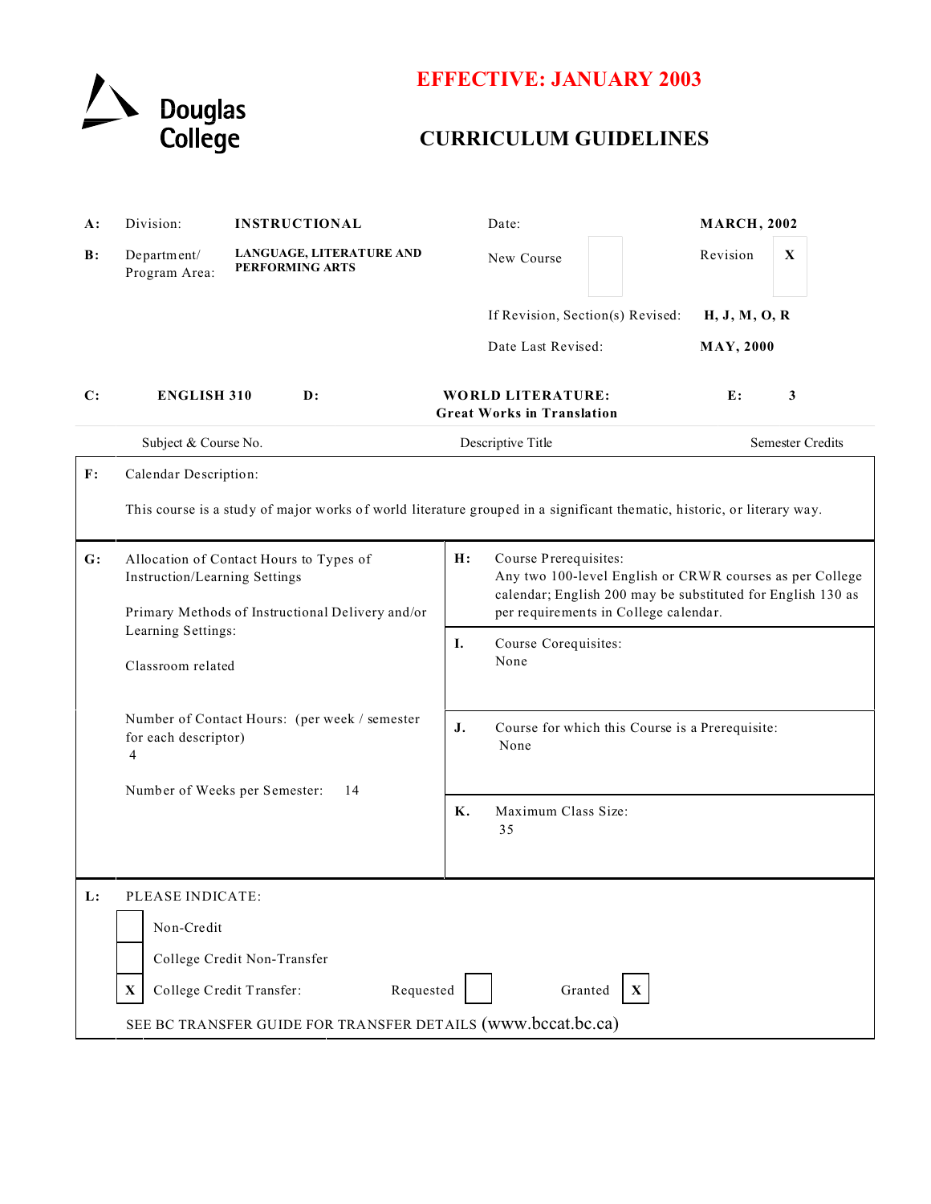Douglas College

# EFFECTIVE: JANUARY 2003

# CURRICULUM GUIDELINES

| | | | | |
|---|---|---|---|---|
| **A:** | Division: | **INSTRUCTIONAL** | Date: | **MARCH, 2002** |
| **B:** | Department/ Program Area: | **LANGUAGE, LITERATURE AND PERFORMING ARTS** | New Course: [ ] | Revision: **X** |
| | | | If Revision, Section(s) Revised: | **H, J, M, O, R** |
| | | | Date Last Revised: | **MAY, 2000** |

| | | | | |
|---|---|---|---|---|
| **C:** | **ENGLISH 310** | **D:** | **WORLD LITERATURE: Great Works in Translation** | **E:** **3** |
| | Subject & Course No. | | Descriptive Title | Semester Credits |

**F:** Calendar Description:

This course is a study of major works of world literature grouped in a significant thematic, historic, or literary way.

**G:** Allocation of Contact Hours to Types of Instruction/Learning Settings

Primary Methods of Instructional Delivery and/or Learning Settings:

Classroom related

Number of Contact Hours: (per week / semester for each descriptor)
4

Number of Weeks per Semester: 14

**H:** Course Prerequisites:
Any two 100-level English or CRWR courses as per College calendar; English 200 may be substituted for English 130 as per requirements in College calendar.

**I.** Course Corequisites:
None

**J.** Course for which this Course is a Prerequisite:
None

**K.** Maximum Class Size:
35

**L:** PLEASE INDICATE:

- [ ] Non-Credit
- [ ] College Credit Non-Transfer
- [X] College Credit Transfer: Requested [ ] Granted [X]

SEE BC TRANSFER GUIDE FOR TRANSFER DETAILS (www.bccat.bc.ca)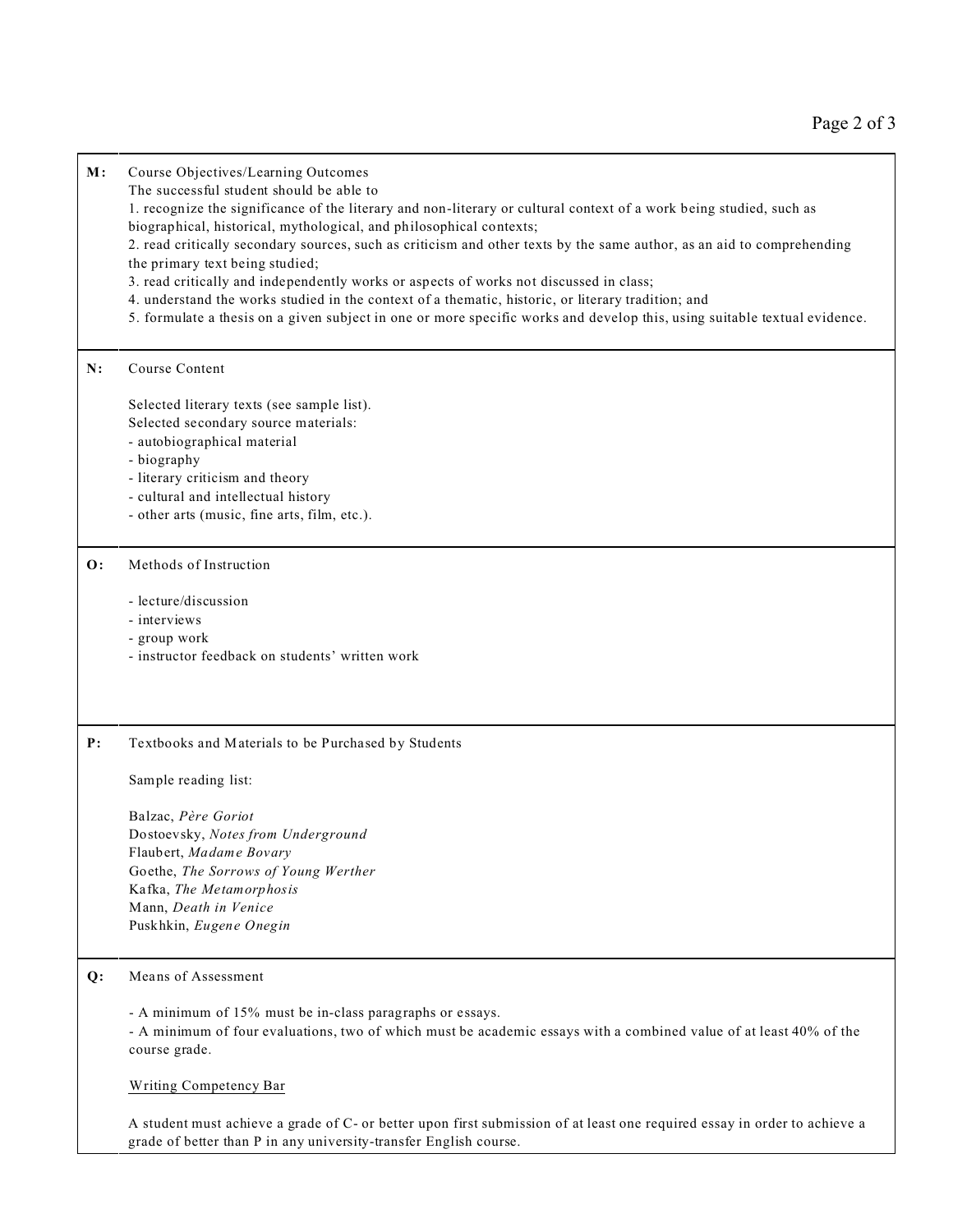**M:** Course Objectives/Learning Outcomes

The successful student should be able to

1. recognize the significance of the literary and non-literary or cultural context of a work being studied, such as biographical, historical, mythological, and philosophical contexts;
2. read critically secondary sources, such as criticism and other texts by the same author, as an aid to comprehending the primary text being studied;
3. read critically and independently works or aspects of works not discussed in class;
4. understand the works studied in the context of a thematic, historic, or literary tradition; and
5. formulate a thesis on a given subject in one or more specific works and develop this, using suitable textual evidence.

**N:** Course Content

Selected literary texts (see sample list).
Selected secondary source materials:
- autobiographical material
- biography
- literary criticism and theory
- cultural and intellectual history
- other arts (music, fine arts, film, etc.).

**O:** Methods of Instruction

- lecture/discussion
- interviews
- group work
- instructor feedback on students' written work

**P:** Textbooks and Materials to be Purchased by Students

Sample reading list:

Balzac, *Père Goriot*
Dostoevsky, *Notes from Underground*
Flaubert, *Madame Bovary*
Goethe, *The Sorrows of Young Werther*
Kafka, *The Metamorphosis*
Mann, *Death in Venice*
Puskhkin, *Eugene Onegin*

**Q:** Means of Assessment

- A minimum of 15% must be in-class paragraphs or essays.
- A minimum of four evaluations, two of which must be academic essays with a combined value of at least 40% of the course grade.

Writing Competency Bar

A student must achieve a grade of C- or better upon first submission of at least one required essay in order to achieve a grade of better than P in any university-transfer English course.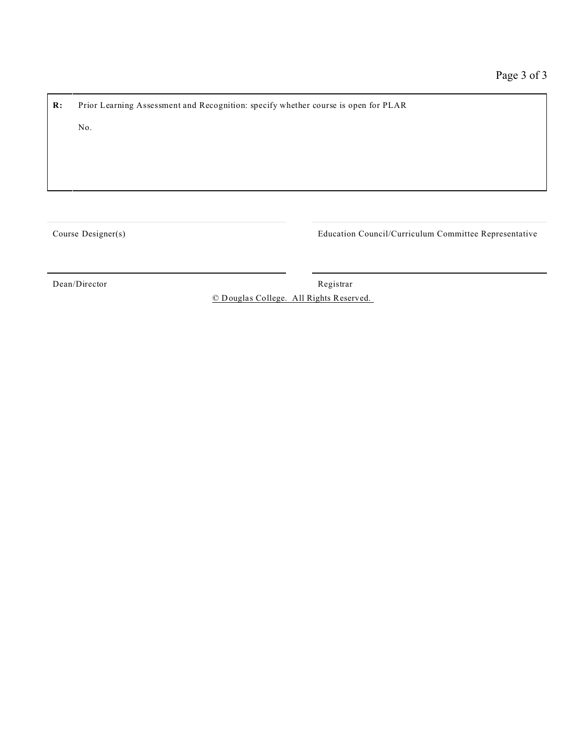**R:** Prior Learning Assessment and Recognition: specify whether course is open for PLAR

No.

Course Designer(s)

Education Council/Curriculum Committee Representative

Dean/Director

Registrar

© Douglas College. All Rights Reserved.